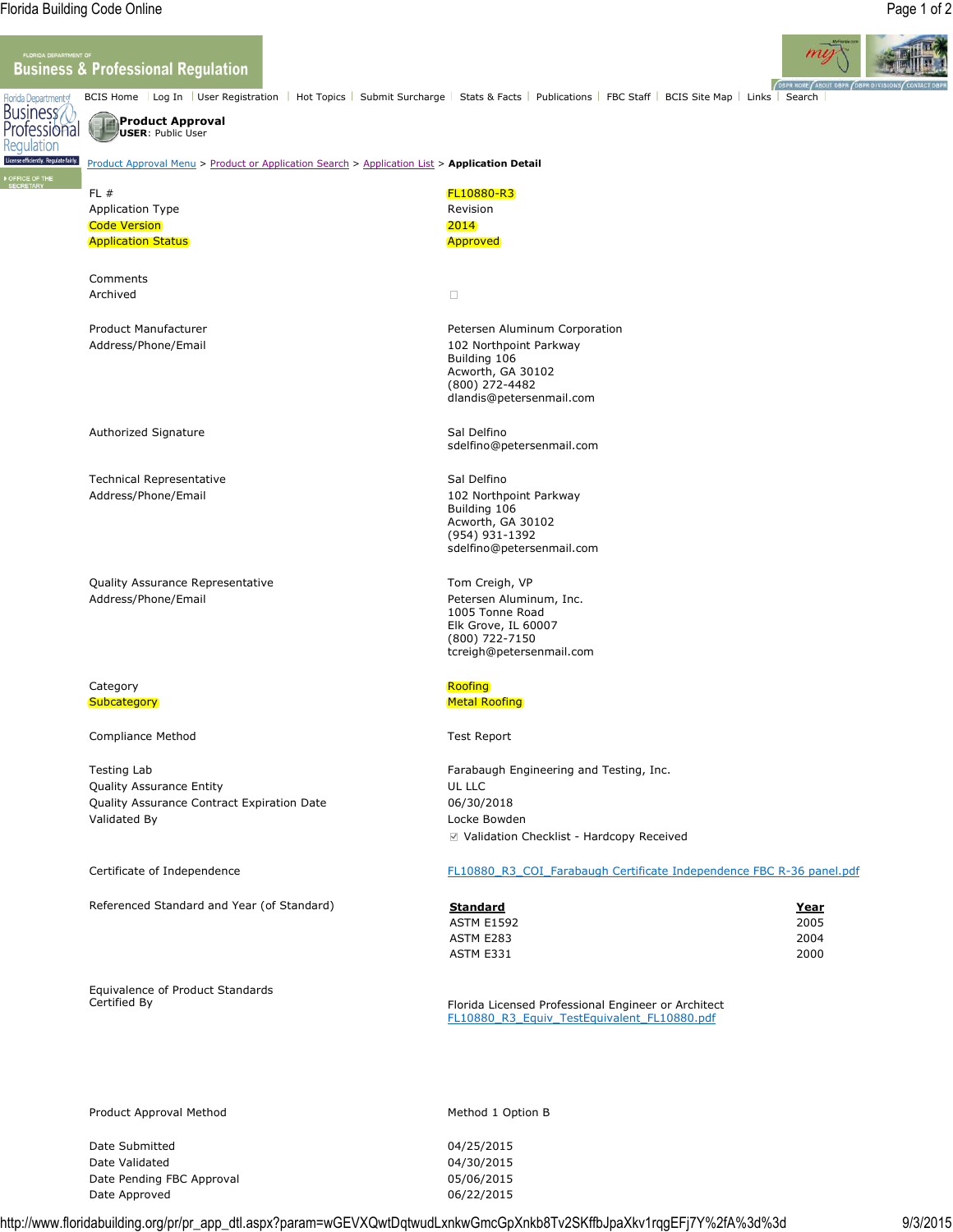BCIS Home | Log In | User Registration | Hot Topics | Submit Surcharge | Stats & Facts | Publications | FBC Staff | BCIS Site Map | Links | Search

**Product Approval**
**USER**: Public User

Product Approval Menu > Product or Application Search > Application List > **Application Detail**

| | |
|---|---|
| FL # | FL10880-R3 |
| Application Type | Revision |
| Code Version | 2014 |
| Application Status | Approved |
| Comments | |
| Archived | ☐ |
| Product Manufacturer | Petersen Aluminum Corporation |
| Address/Phone/Email | 102 Northpoint Parkway<br>Building 106<br>Acworth, GA 30102<br>(800) 272-4482<br>dlandis@petersenmail.com |
| Authorized Signature | Sal Delfino<br>sdelfino@petersenmail.com |
| Technical Representative | Sal Delfino |
| Address/Phone/Email | 102 Northpoint Parkway<br>Building 106<br>Acworth, GA 30102<br>(954) 931-1392<br>sdelfino@petersenmail.com |
| Quality Assurance Representative | Tom Creigh, VP |
| Address/Phone/Email | Petersen Aluminum, Inc.<br>1005 Tonne Road<br>Elk Grove, IL 60007<br>(800) 722-7150<br>tcreigh@petersenmail.com |
| Category | Roofing |
| Subcategory | Metal Roofing |
| Compliance Method | Test Report |
| Testing Lab | Farabaugh Engineering and Testing, Inc. |
| Quality Assurance Entity | UL LLC |
| Quality Assurance Contract Expiration Date | 06/30/2018 |
| Validated By | Locke Bowden<br>☑ Validation Checklist - Hardcopy Received |
| Certificate of Independence | FL10880_R3_COI_Farabaugh Certificate Independence FBC R-36 panel.pdf |

Referenced Standard and Year (of Standard)

| Standard | Year |
|---|---|
| ASTM E1592 | 2005 |
| ASTM E283 | 2004 |
| ASTM E331 | 2000 |

| | |
|---|---|
| Equivalence of Product Standards Certified By | Florida Licensed Professional Engineer or Architect<br>FL10880_R3_Equiv_TestEquivalent_FL10880.pdf |
| Product Approval Method | Method 1 Option B |
| Date Submitted | 04/25/2015 |
| Date Validated | 04/30/2015 |
| Date Pending FBC Approval | 05/06/2015 |
| Date Approved | 06/22/2015 |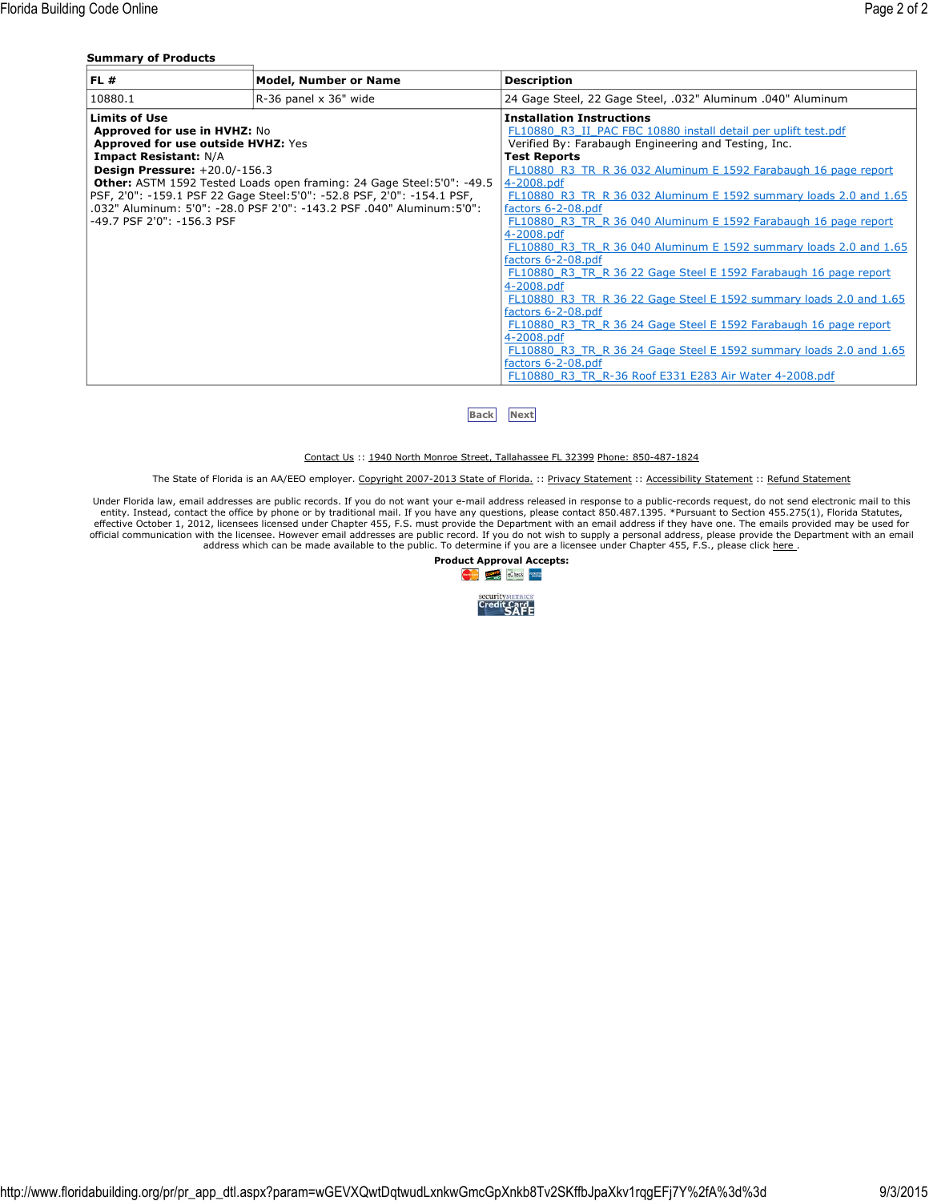**Summary of Products**

| FL # | Model, Number or Name | Description |
|---|---|---|
| 10880.1 | R-36 panel x 36" wide | 24 Gage Steel, 22 Gage Steel, .032" Aluminum .040" Aluminum |
| **Limits of Use**<br>**Approved for use in HVHZ:** No<br>**Approved for use outside HVHZ:** Yes<br>**Impact Resistant:** N/A<br>**Design Pressure:** +20.0/-156.3<br>**Other:** ASTM 1592 Tested Loads open framing: 24 Gage Steel:5'0": -49.5 PSF, 2'0": -159.1 PSF 22 Gage Steel:5'0": -52.8 PSF, 2'0": -154.1 PSF, .032" Aluminum: 5'0": -28.0 PSF 2'0": -143.2 PSF .040" Aluminum:5'0": -49.7 PSF 2'0": -156.3 PSF | | **Installation Instructions**<br>FL10880_R3_II_PAC FBC 10880 install detail per uplift test.pdf<br>Verified By: Farabaugh Engineering and Testing, Inc.<br>**Test Reports**<br>FL10880_R3_TR_R 36 032 Aluminum E 1592 Farabaugh 16 page report 4-2008.pdf<br>FL10880_R3_TR_R 36 032 Aluminum E 1592 summary loads 2.0 and 1.65 factors 6-2-08.pdf<br>FL10880_R3_TR_R 36 040 Aluminum E 1592 Farabaugh 16 page report 4-2008.pdf<br>FL10880_R3_TR_R 36 040 Aluminum E 1592 summary loads 2.0 and 1.65 factors 6-2-08.pdf<br>FL10880_R3_TR_R 36 22 Gage Steel E 1592 Farabaugh 16 page report 4-2008.pdf<br>FL10880_R3_TR_R 36 22 Gage Steel E 1592 summary loads 2.0 and 1.65 factors 6-2-08.pdf<br>FL10880_R3_TR_R 36 24 Gage Steel E 1592 Farabaugh 16 page report 4-2008.pdf<br>FL10880_R3_TR_R 36 24 Gage Steel E 1592 summary loads 2.0 and 1.65 factors 6-2-08.pdf<br>FL10880_R3_TR_R-36 Roof E331 E283 Air Water 4-2008.pdf |

Back Next

Contact Us :: 1940 North Monroe Street, Tallahassee FL 32399 Phone: 850-487-1824

The State of Florida is an AA/EEO employer. Copyright 2007-2013 State of Florida. :: Privacy Statement :: Accessibility Statement :: Refund Statement

Under Florida law, email addresses are public records. If you do not want your e-mail address released in response to a public-records request, do not send electronic mail to this entity. Instead, contact the office by phone or by traditional mail. If you have any questions, please contact 850.487.1395. *Pursuant to Section 455.275(1), Florida Statutes, effective October 1, 2012, licensees licensed under Chapter 455, F.S. must provide the Department with an email address if they have one. The emails provided may be used for official communication with the licensee. However email addresses are public record. If you do not wish to supply a personal address, please provide the Department with an email address which can be made available to the public. To determine if you are a licensee under Chapter 455, F.S., please click here .

**Product Approval Accepts:**